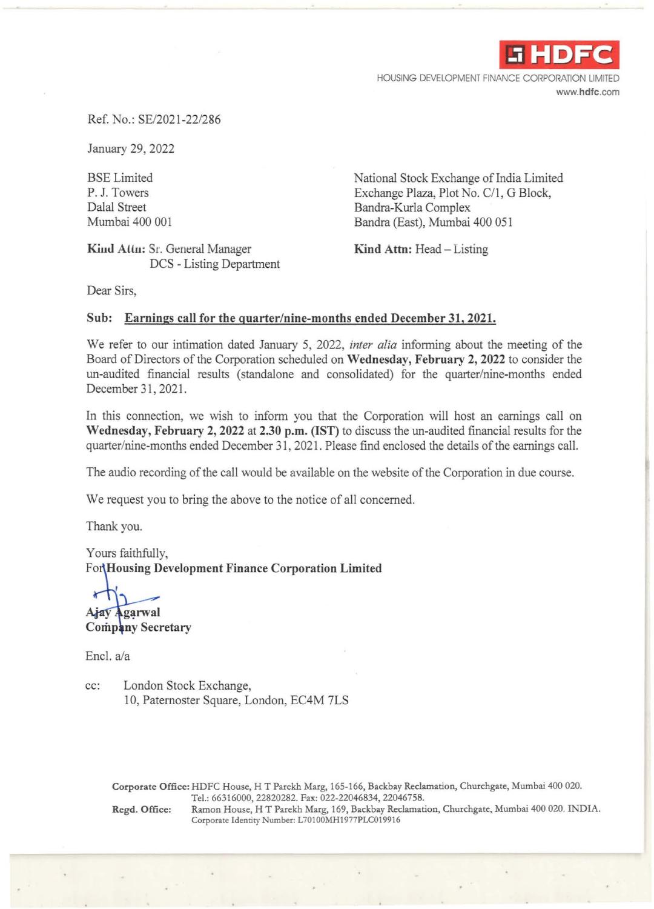**HDFC**

HOUSING DEVELOPMENT FINANCE CORPORATION LIMITED
www.hdfc.com

Ref. No.: SE/2021-22/286

January 29, 2022

BSE Limited
P. J. Towers
Dalal Street
Mumbai 400 001

**Kind Attn:** Sr. General Manager
DCS - Listing Department

National Stock Exchange of India Limited
Exchange Plaza, Plot No. C/1, G Block,
Bandra-Kurla Complex
Bandra (East), Mumbai 400 051

**Kind Attn:** Head – Listing

Dear Sirs,

**Sub: Earnings call for the quarter/nine-months ended December 31, 2021.**

We refer to our intimation dated January 5, 2022, *inter alia* informing about the meeting of the Board of Directors of the Corporation scheduled on **Wednesday, February 2, 2022** to consider the un-audited financial results (standalone and consolidated) for the quarter/nine-months ended December 31, 2021.

In this connection, we wish to inform you that the Corporation will host an earnings call on **Wednesday, February 2, 2022** at **2.30 p.m. (IST)** to discuss the un-audited financial results for the quarter/nine-months ended December 31, 2021. Please find enclosed the details of the earnings call.

The audio recording of the call would be available on the website of the Corporation in due course.

We request you to bring the above to the notice of all concerned.

Thank you.

Yours faithfully,
For **Housing Development Finance Corporation Limited**

**Ajay Agarwal**
**Company Secretary**

Encl. a/a

cc: London Stock Exchange,
10, Paternoster Square, London, EC4M 7LS

**Corporate Office:** HDFC House, H T Parekh Marg, 165-166, Backbay Reclamation, Churchgate, Mumbai 400 020.
Tel.: 66316000, 22820282. Fax: 022-22046834, 22046758.
**Regd. Office:** Ramon House, H T Parekh Marg, 169, Backbay Reclamation, Churchgate, Mumbai 400 020. INDIA.
Corporate Identity Number: L70100MH1977PLC019916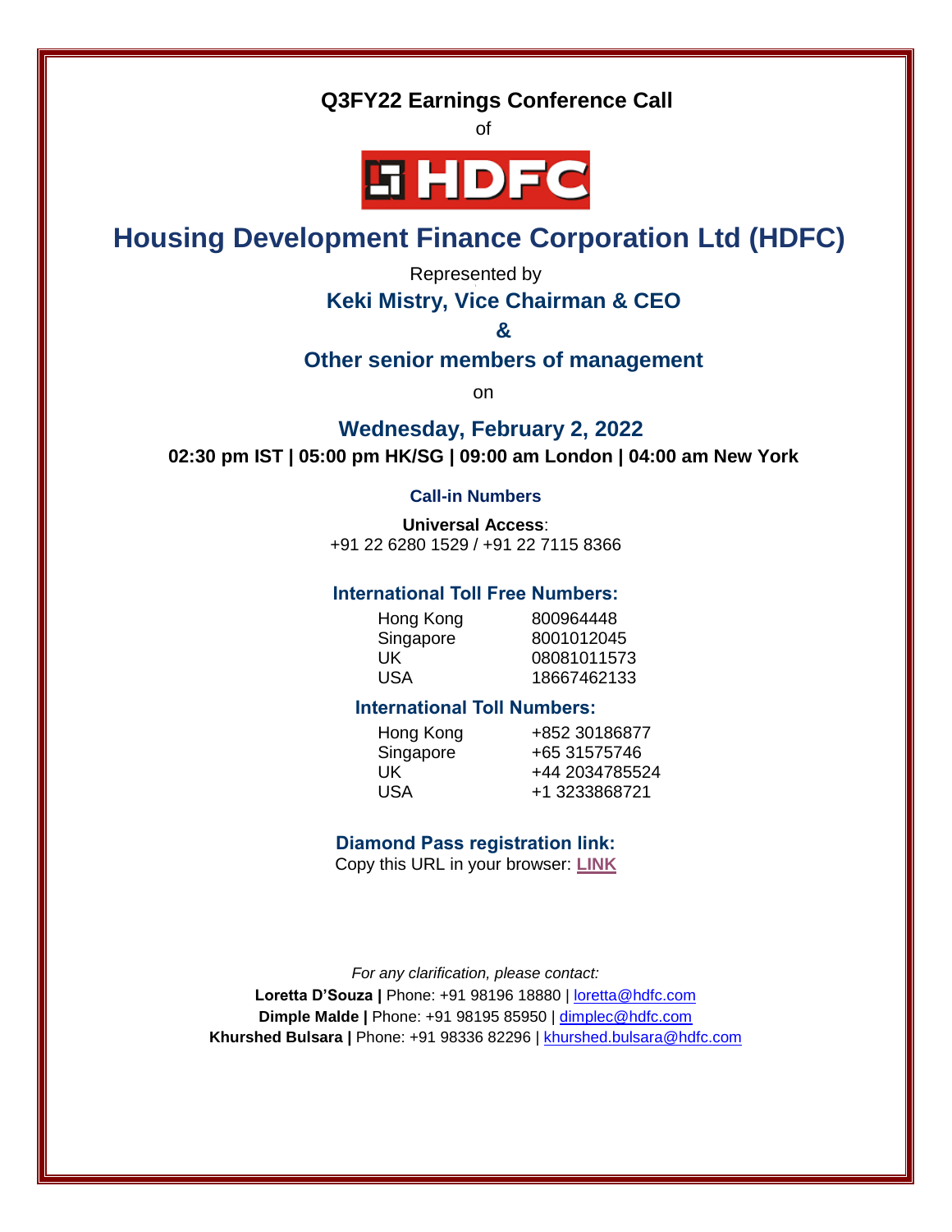**Q3FY22 Earnings Conference Call**

of

HDFC

# Housing Development Finance Corporation Ltd (HDFC)

Represented by

**Keki Mistry, Vice Chairman & CEO**

**&**

**Other senior members of management**

on

## Wednesday, February 2, 2022

**02:30 pm IST | 05:00 pm HK/SG | 09:00 am London | 04:00 am New York**

**Call-in Numbers**

**Universal Access**:
+91 22 6280 1529 / +91 22 7115 8366

**International Toll Free Numbers:**

| | |
|---|---|
| Hong Kong | 800964448 |
| Singapore | 8001012045 |
| UK | 08081011573 |
| USA | 18667462133 |

**International Toll Numbers:**

| | |
|---|---|
| Hong Kong | +852 30186877 |
| Singapore | +65 31575746 |
| UK | +44 2034785524 |
| USA | +1 3233868721 |

**Diamond Pass registration link:**
Copy this URL in your browser: **LINK**

*For any clarification, please contact:*
**Loretta D'Souza |** Phone: +91 98196 18880 | loretta@hdfc.com
**Dimple Malde |** Phone: +91 98195 85950 | dimplec@hdfc.com
**Khurshed Bulsara |** Phone: +91 98336 82296 | khurshed.bulsara@hdfc.com